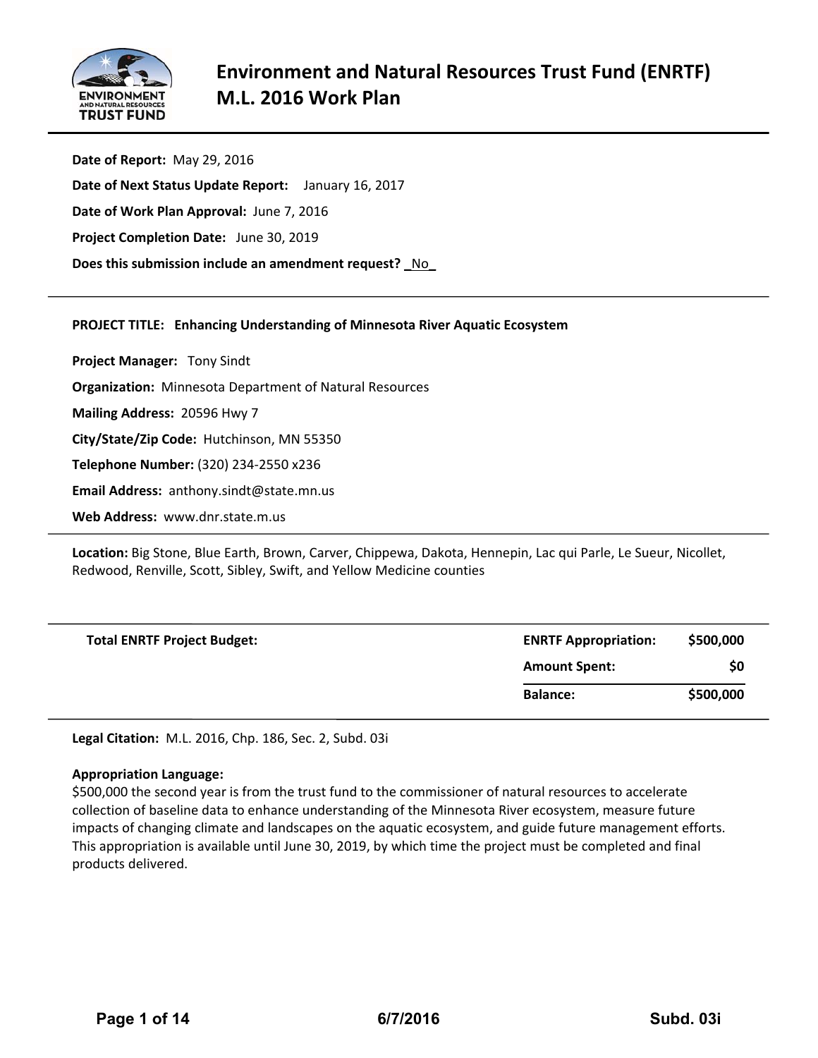# Environment and Natural Resources Trust Fund (ENRTF) M.L. 2016 Work Plan

**Date of Report:** May 29, 2016

**Date of Next Status Update Report:** January 16, 2017

**Date of Work Plan Approval:** June 7, 2016

**Project Completion Date:** June 30, 2019

**Does this submission include an amendment request? _No_**

---

**PROJECT TITLE: Enhancing Understanding of Minnesota River Aquatic Ecosystem**

**Project Manager:** Tony Sindt

**Organization:** Minnesota Department of Natural Resources

**Mailing Address:** 20596 Hwy 7

**City/State/Zip Code:** Hutchinson, MN 55350

**Telephone Number:** (320) 234-2550 x236

**Email Address:** anthony.sindt@state.mn.us

**Web Address:** www.dnr.state.m.us

---

**Location:** Big Stone, Blue Earth, Brown, Carver, Chippewa, Dakota, Hennepin, Lac qui Parle, Le Sueur, Nicollet, Redwood, Renville, Scott, Sibley, Swift, and Yellow Medicine counties

---

| Total ENRTF Project Budget: | ENRTF Appropriation: | $500,000 |
|---|---|---|
| | Amount Spent: | $0 |
| | Balance: | $500,000 |

---

**Legal Citation:** M.L. 2016, Chp. 186, Sec. 2, Subd. 03i

**Appropriation Language:**
$500,000 the second year is from the trust fund to the commissioner of natural resources to accelerate collection of baseline data to enhance understanding of the Minnesota River ecosystem, measure future impacts of changing climate and landscapes on the aquatic ecosystem, and guide future management efforts. This appropriation is available until June 30, 2019, by which time the project must be completed and final products delivered.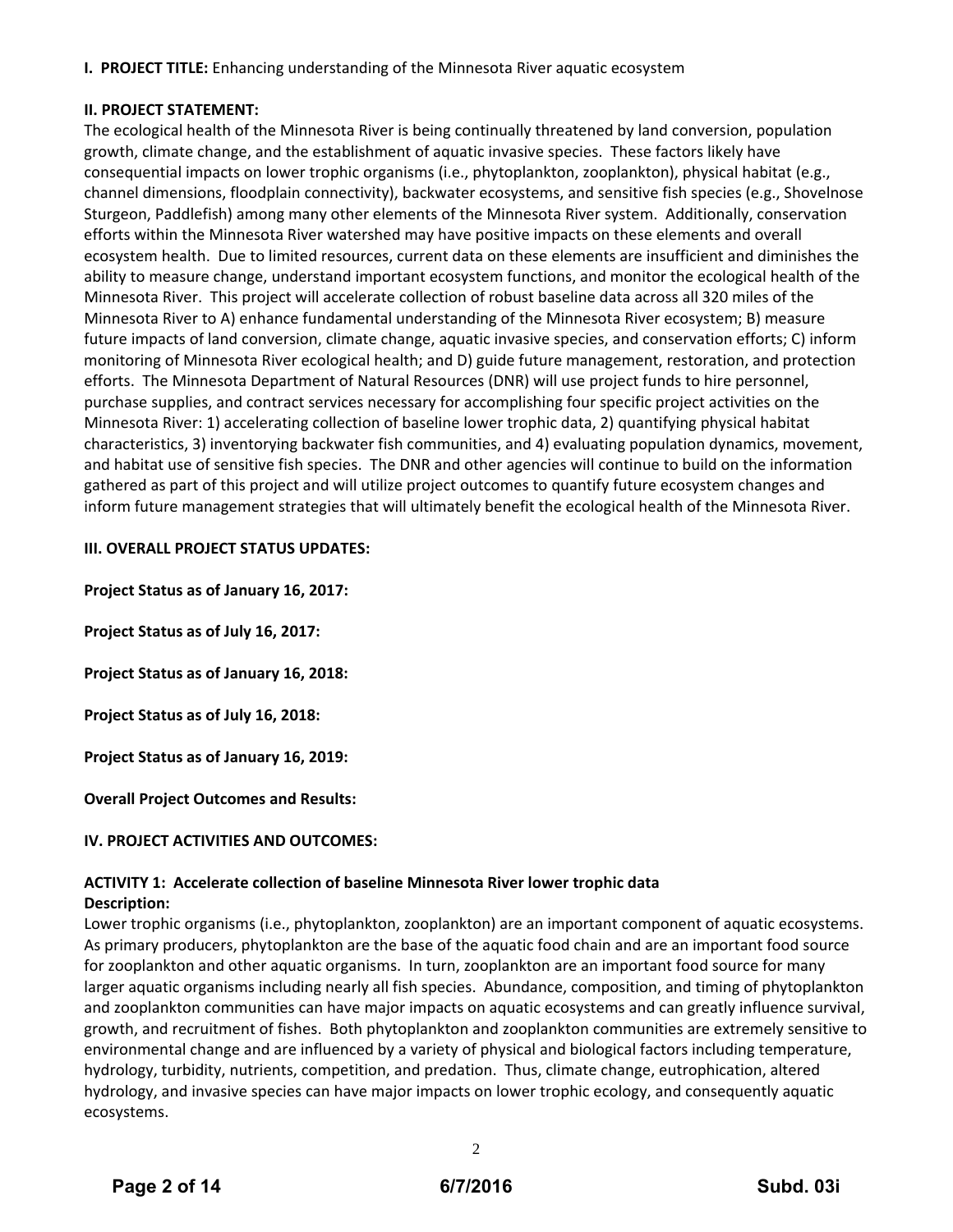**I. PROJECT TITLE:** Enhancing understanding of the Minnesota River aquatic ecosystem

**II. PROJECT STATEMENT:**

The ecological health of the Minnesota River is being continually threatened by land conversion, population growth, climate change, and the establishment of aquatic invasive species. These factors likely have consequential impacts on lower trophic organisms (i.e., phytoplankton, zooplankton), physical habitat (e.g., channel dimensions, floodplain connectivity), backwater ecosystems, and sensitive fish species (e.g., Shovelnose Sturgeon, Paddlefish) among many other elements of the Minnesota River system. Additionally, conservation efforts within the Minnesota River watershed may have positive impacts on these elements and overall ecosystem health. Due to limited resources, current data on these elements are insufficient and diminishes the ability to measure change, understand important ecosystem functions, and monitor the ecological health of the Minnesota River. This project will accelerate collection of robust baseline data across all 320 miles of the Minnesota River to A) enhance fundamental understanding of the Minnesota River ecosystem; B) measure future impacts of land conversion, climate change, aquatic invasive species, and conservation efforts; C) inform monitoring of Minnesota River ecological health; and D) guide future management, restoration, and protection efforts. The Minnesota Department of Natural Resources (DNR) will use project funds to hire personnel, purchase supplies, and contract services necessary for accomplishing four specific project activities on the Minnesota River: 1) accelerating collection of baseline lower trophic data, 2) quantifying physical habitat characteristics, 3) inventorying backwater fish communities, and 4) evaluating population dynamics, movement, and habitat use of sensitive fish species. The DNR and other agencies will continue to build on the information gathered as part of this project and will utilize project outcomes to quantify future ecosystem changes and inform future management strategies that will ultimately benefit the ecological health of the Minnesota River.

**III. OVERALL PROJECT STATUS UPDATES:**

**Project Status as of January 16, 2017:**

**Project Status as of July 16, 2017:**

**Project Status as of January 16, 2018:**

**Project Status as of July 16, 2018:**

**Project Status as of January 16, 2019:**

**Overall Project Outcomes and Results:**

**IV. PROJECT ACTIVITIES AND OUTCOMES:**

**ACTIVITY 1: Accelerate collection of baseline Minnesota River lower trophic data**
**Description:**

Lower trophic organisms (i.e., phytoplankton, zooplankton) are an important component of aquatic ecosystems. As primary producers, phytoplankton are the base of the aquatic food chain and are an important food source for zooplankton and other aquatic organisms. In turn, zooplankton are an important food source for many larger aquatic organisms including nearly all fish species. Abundance, composition, and timing of phytoplankton and zooplankton communities can have major impacts on aquatic ecosystems and can greatly influence survival, growth, and recruitment of fishes. Both phytoplankton and zooplankton communities are extremely sensitive to environmental change and are influenced by a variety of physical and biological factors including temperature, hydrology, turbidity, nutrients, competition, and predation. Thus, climate change, eutrophication, altered hydrology, and invasive species can have major impacts on lower trophic ecology, and consequently aquatic ecosystems.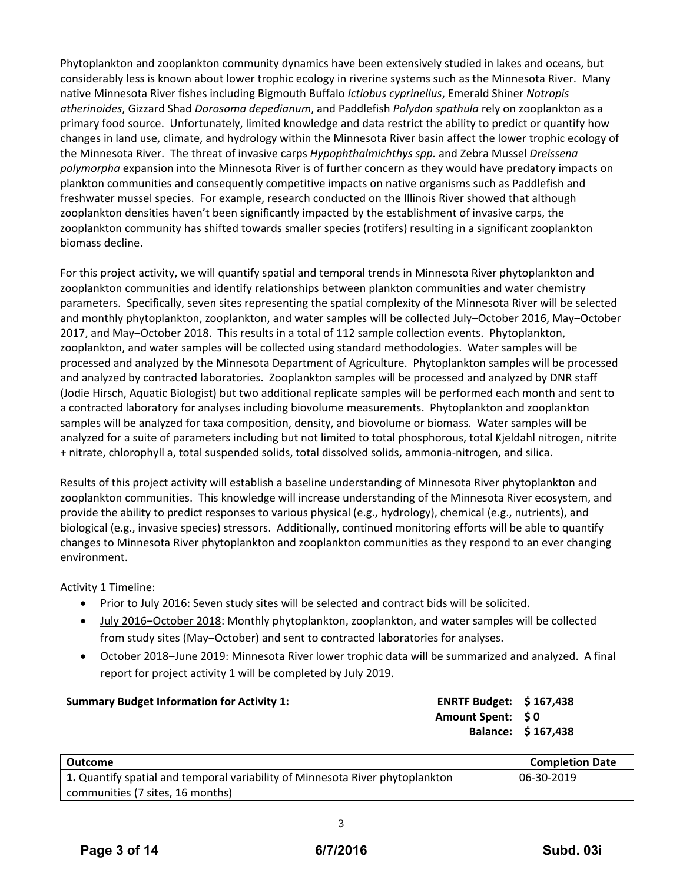Phytoplankton and zooplankton community dynamics have been extensively studied in lakes and oceans, but considerably less is known about lower trophic ecology in riverine systems such as the Minnesota River. Many native Minnesota River fishes including Bigmouth Buffalo *Ictiobus cyprinellus*, Emerald Shiner *Notropis atherinoides*, Gizzard Shad *Dorosoma depedianum*, and Paddlefish *Polydon spathula* rely on zooplankton as a primary food source. Unfortunately, limited knowledge and data restrict the ability to predict or quantify how changes in land use, climate, and hydrology within the Minnesota River basin affect the lower trophic ecology of the Minnesota River. The threat of invasive carps *Hypophthalmichthys spp.* and Zebra Mussel *Dreissena polymorpha* expansion into the Minnesota River is of further concern as they would have predatory impacts on plankton communities and consequently competitive impacts on native organisms such as Paddlefish and freshwater mussel species. For example, research conducted on the Illinois River showed that although zooplankton densities haven't been significantly impacted by the establishment of invasive carps, the zooplankton community has shifted towards smaller species (rotifers) resulting in a significant zooplankton biomass decline.

For this project activity, we will quantify spatial and temporal trends in Minnesota River phytoplankton and zooplankton communities and identify relationships between plankton communities and water chemistry parameters. Specifically, seven sites representing the spatial complexity of the Minnesota River will be selected and monthly phytoplankton, zooplankton, and water samples will be collected July–October 2016, May–October 2017, and May–October 2018. This results in a total of 112 sample collection events. Phytoplankton, zooplankton, and water samples will be collected using standard methodologies. Water samples will be processed and analyzed by the Minnesota Department of Agriculture. Phytoplankton samples will be processed and analyzed by contracted laboratories. Zooplankton samples will be processed and analyzed by DNR staff (Jodie Hirsch, Aquatic Biologist) but two additional replicate samples will be performed each month and sent to a contracted laboratory for analyses including biovolume measurements. Phytoplankton and zooplankton samples will be analyzed for taxa composition, density, and biovolume or biomass. Water samples will be analyzed for a suite of parameters including but not limited to total phosphorous, total Kjeldahl nitrogen, nitrite + nitrate, chlorophyll a, total suspended solids, total dissolved solids, ammonia-nitrogen, and silica.

Results of this project activity will establish a baseline understanding of Minnesota River phytoplankton and zooplankton communities. This knowledge will increase understanding of the Minnesota River ecosystem, and provide the ability to predict responses to various physical (e.g., hydrology), chemical (e.g., nutrients), and biological (e.g., invasive species) stressors. Additionally, continued monitoring efforts will be able to quantify changes to Minnesota River phytoplankton and zooplankton communities as they respond to an ever changing environment.

Activity 1 Timeline:

- Prior to July 2016: Seven study sites will be selected and contract bids will be solicited.
- July 2016–October 2018: Monthly phytoplankton, zooplankton, and water samples will be collected from study sites (May–October) and sent to contracted laboratories for analyses.
- October 2018–June 2019: Minnesota River lower trophic data will be summarized and analyzed. A final report for project activity 1 will be completed by July 2019.

**Summary Budget Information for Activity 1:**

**ENRTF Budget: $ 167,438**
**Amount Spent: $ 0**
**Balance: $ 167,438**

| Outcome | Completion Date |
|---|---|
| **1.** Quantify spatial and temporal variability of Minnesota River phytoplankton communities (7 sites, 16 months) | 06-30-2019 |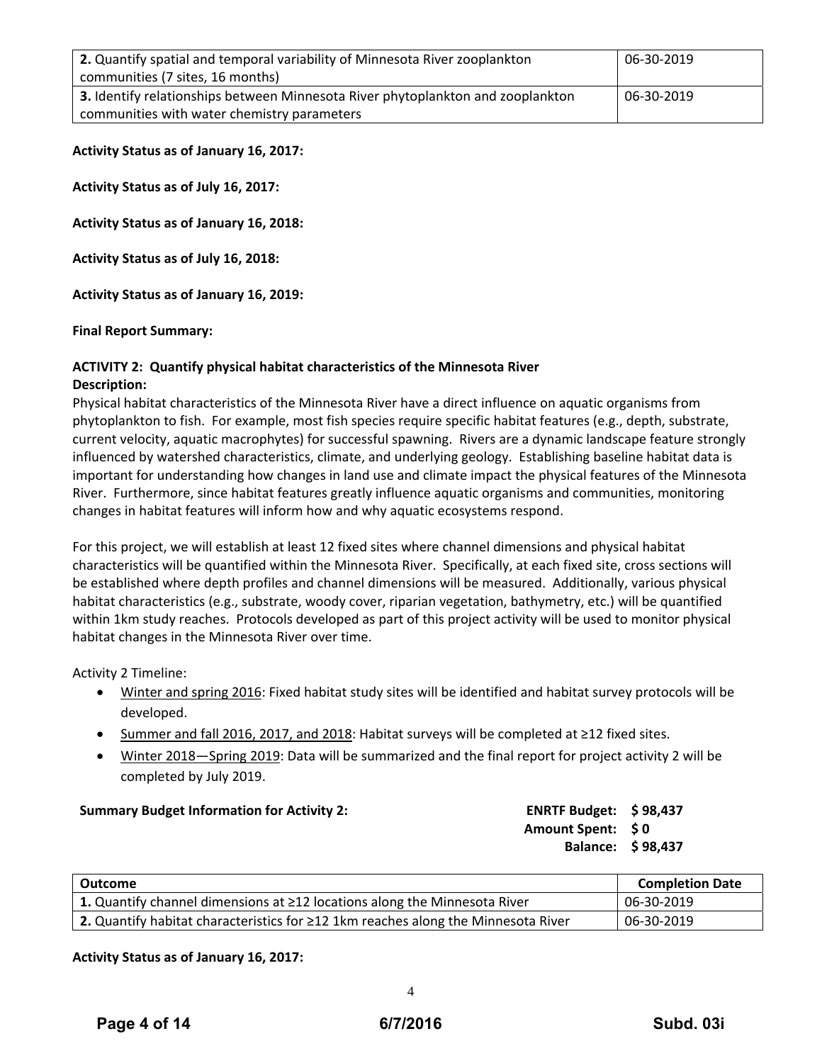| | |
|---|---|
| **2.** Quantify spatial and temporal variability of Minnesota River zooplankton communities (7 sites, 16 months) | 06-30-2019 |
| **3.** Identify relationships between Minnesota River phytoplankton and zooplankton communities with water chemistry parameters | 06-30-2019 |

**Activity Status as of January 16, 2017:**

**Activity Status as of July 16, 2017:**

**Activity Status as of January 16, 2018:**

**Activity Status as of July 16, 2018:**

**Activity Status as of January 16, 2019:**

**Final Report Summary:**

**ACTIVITY 2: Quantify physical habitat characteristics of the Minnesota River**
**Description:**
Physical habitat characteristics of the Minnesota River have a direct influence on aquatic organisms from phytoplankton to fish. For example, most fish species require specific habitat features (e.g., depth, substrate, current velocity, aquatic macrophytes) for successful spawning. Rivers are a dynamic landscape feature strongly influenced by watershed characteristics, climate, and underlying geology. Establishing baseline habitat data is important for understanding how changes in land use and climate impact the physical features of the Minnesota River. Furthermore, since habitat features greatly influence aquatic organisms and communities, monitoring changes in habitat features will inform how and why aquatic ecosystems respond.

For this project, we will establish at least 12 fixed sites where channel dimensions and physical habitat characteristics will be quantified within the Minnesota River. Specifically, at each fixed site, cross sections will be established where depth profiles and channel dimensions will be measured. Additionally, various physical habitat characteristics (e.g., substrate, woody cover, riparian vegetation, bathymetry, etc.) will be quantified within 1km study reaches. Protocols developed as part of this project activity will be used to monitor physical habitat changes in the Minnesota River over time.

Activity 2 Timeline:

- Winter and spring 2016: Fixed habitat study sites will be identified and habitat survey protocols will be developed.
- Summer and fall 2016, 2017, and 2018: Habitat surveys will be completed at ≥12 fixed sites.
- Winter 2018—Spring 2019: Data will be summarized and the final report for project activity 2 will be completed by July 2019.

**Summary Budget Information for Activity 2:**

| | |
|---|---|
| **ENRTF Budget:** | **$ 98,437** |
| **Amount Spent:** | **$ 0** |
| **Balance:** | **$ 98,437** |

| **Outcome** | **Completion Date** |
|---|---|
| **1.** Quantify channel dimensions at ≥12 locations along the Minnesota River | 06-30-2019 |
| **2.** Quantify habitat characteristics for ≥12 1km reaches along the Minnesota River | 06-30-2019 |

**Activity Status as of January 16, 2017:**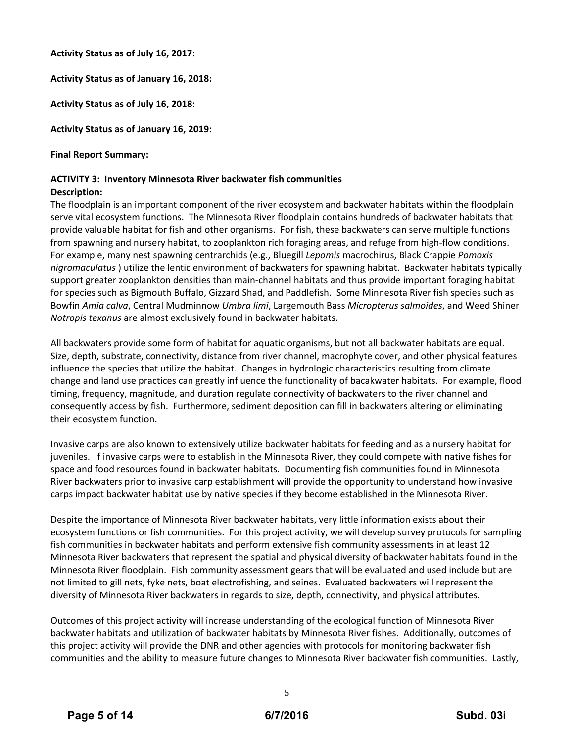**Activity Status as of July 16, 2017:**

**Activity Status as of January 16, 2018:**

**Activity Status as of July 16, 2018:**

**Activity Status as of January 16, 2019:**

**Final Report Summary:**

**ACTIVITY 3: Inventory Minnesota River backwater fish communities**
**Description:**
The floodplain is an important component of the river ecosystem and backwater habitats within the floodplain serve vital ecosystem functions. The Minnesota River floodplain contains hundreds of backwater habitats that provide valuable habitat for fish and other organisms. For fish, these backwaters can serve multiple functions from spawning and nursery habitat, to zooplankton rich foraging areas, and refuge from high-flow conditions. For example, many nest spawning centrarchids (e.g., Bluegill *Lepomis* macrochirus, Black Crappie *Pomoxis nigromaculatus* ) utilize the lentic environment of backwaters for spawning habitat. Backwater habitats typically support greater zooplankton densities than main-channel habitats and thus provide important foraging habitat for species such as Bigmouth Buffalo, Gizzard Shad, and Paddlefish. Some Minnesota River fish species such as Bowfin *Amia calva*, Central Mudminnow *Umbra limi*, Largemouth Bass *Micropterus salmoides*, and Weed Shiner *Notropis texanus* are almost exclusively found in backwater habitats.

All backwaters provide some form of habitat for aquatic organisms, but not all backwater habitats are equal. Size, depth, substrate, connectivity, distance from river channel, macrophyte cover, and other physical features influence the species that utilize the habitat. Changes in hydrologic characteristics resulting from climate change and land use practices can greatly influence the functionality of bacakwater habitats. For example, flood timing, frequency, magnitude, and duration regulate connectivity of backwaters to the river channel and consequently access by fish. Furthermore, sediment deposition can fill in backwaters altering or eliminating their ecosystem function.

Invasive carps are also known to extensively utilize backwater habitats for feeding and as a nursery habitat for juveniles. If invasive carps were to establish in the Minnesota River, they could compete with native fishes for space and food resources found in backwater habitats. Documenting fish communities found in Minnesota River backwaters prior to invasive carp establishment will provide the opportunity to understand how invasive carps impact backwater habitat use by native species if they become established in the Minnesota River.

Despite the importance of Minnesota River backwater habitats, very little information exists about their ecosystem functions or fish communities. For this project activity, we will develop survey protocols for sampling fish communities in backwater habitats and perform extensive fish community assessments in at least 12 Minnesota River backwaters that represent the spatial and physical diversity of backwater habitats found in the Minnesota River floodplain. Fish community assessment gears that will be evaluated and used include but are not limited to gill nets, fyke nets, boat electrofishing, and seines. Evaluated backwaters will represent the diversity of Minnesota River backwaters in regards to size, depth, connectivity, and physical attributes.

Outcomes of this project activity will increase understanding of the ecological function of Minnesota River backwater habitats and utilization of backwater habitats by Minnesota River fishes. Additionally, outcomes of this project activity will provide the DNR and other agencies with protocols for monitoring backwater fish communities and the ability to measure future changes to Minnesota River backwater fish communities. Lastly,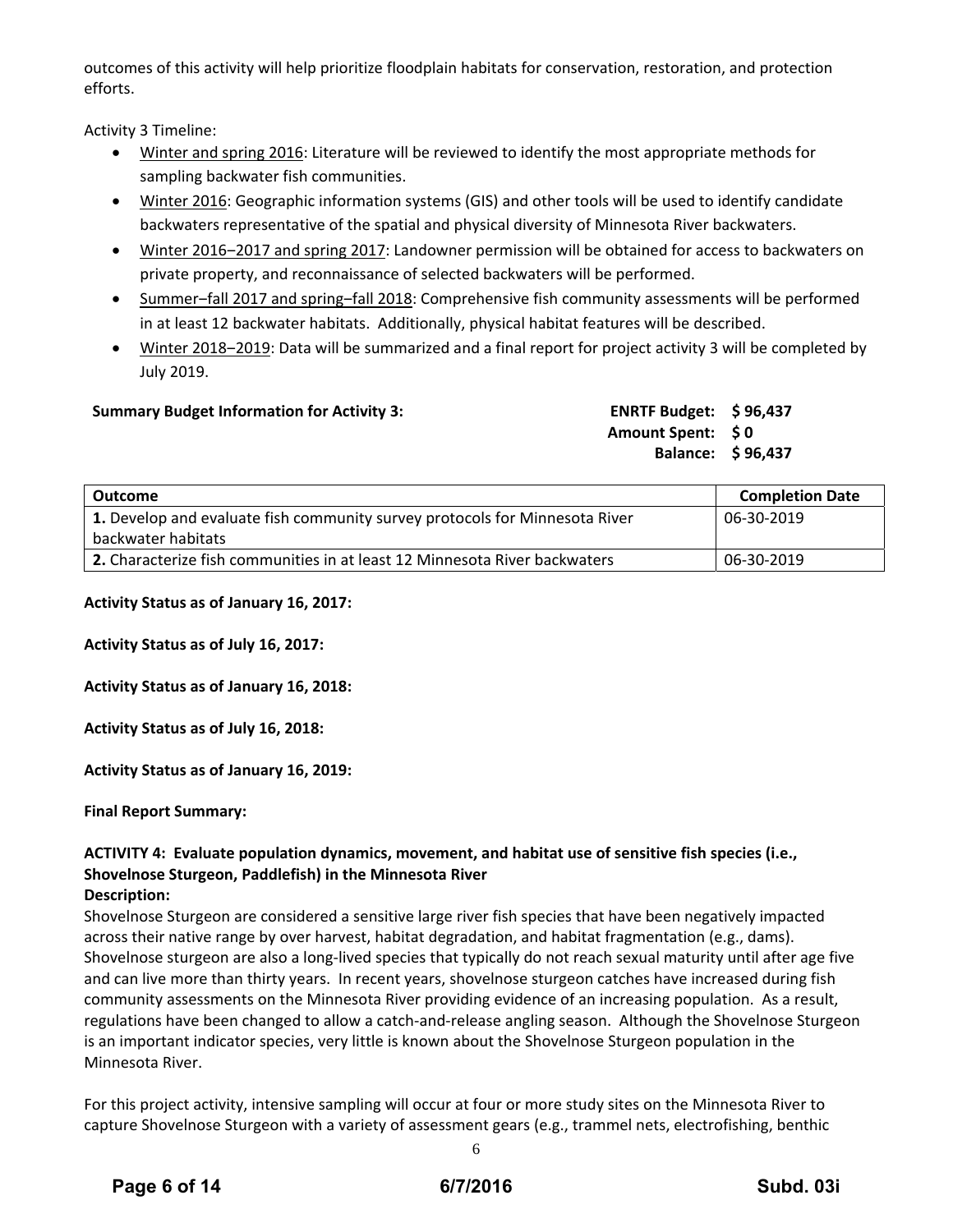outcomes of this activity will help prioritize floodplain habitats for conservation, restoration, and protection efforts.

Activity 3 Timeline:

- Winter and spring 2016: Literature will be reviewed to identify the most appropriate methods for sampling backwater fish communities.
- Winter 2016: Geographic information systems (GIS) and other tools will be used to identify candidate backwaters representative of the spatial and physical diversity of Minnesota River backwaters.
- Winter 2016–2017 and spring 2017: Landowner permission will be obtained for access to backwaters on private property, and reconnaissance of selected backwaters will be performed.
- Summer–fall 2017 and spring–fall 2018: Comprehensive fish community assessments will be performed in at least 12 backwater habitats. Additionally, physical habitat features will be described.
- Winter 2018–2019: Data will be summarized and a final report for project activity 3 will be completed by July 2019.

**Summary Budget Information for Activity 3:**

**ENRTF Budget: $ 96,437**
**Amount Spent: $ 0**
**Balance: $ 96,437**

| Outcome | Completion Date |
|---|---|
| **1.** Develop and evaluate fish community survey protocols for Minnesota River backwater habitats | 06-30-2019 |
| **2.** Characterize fish communities in at least 12 Minnesota River backwaters | 06-30-2019 |

**Activity Status as of January 16, 2017:**

**Activity Status as of July 16, 2017:**

**Activity Status as of January 16, 2018:**

**Activity Status as of July 16, 2018:**

**Activity Status as of January 16, 2019:**

**Final Report Summary:**

**ACTIVITY 4: Evaluate population dynamics, movement, and habitat use of sensitive fish species (i.e., Shovelnose Sturgeon, Paddlefish) in the Minnesota River**

**Description:**

Shovelnose Sturgeon are considered a sensitive large river fish species that have been negatively impacted across their native range by over harvest, habitat degradation, and habitat fragmentation (e.g., dams). Shovelnose sturgeon are also a long-lived species that typically do not reach sexual maturity until after age five and can live more than thirty years. In recent years, shovelnose sturgeon catches have increased during fish community assessments on the Minnesota River providing evidence of an increasing population. As a result, regulations have been changed to allow a catch-and-release angling season. Although the Shovelnose Sturgeon is an important indicator species, very little is known about the Shovelnose Sturgeon population in the Minnesota River.

For this project activity, intensive sampling will occur at four or more study sites on the Minnesota River to capture Shovelnose Sturgeon with a variety of assessment gears (e.g., trammel nets, electrofishing, benthic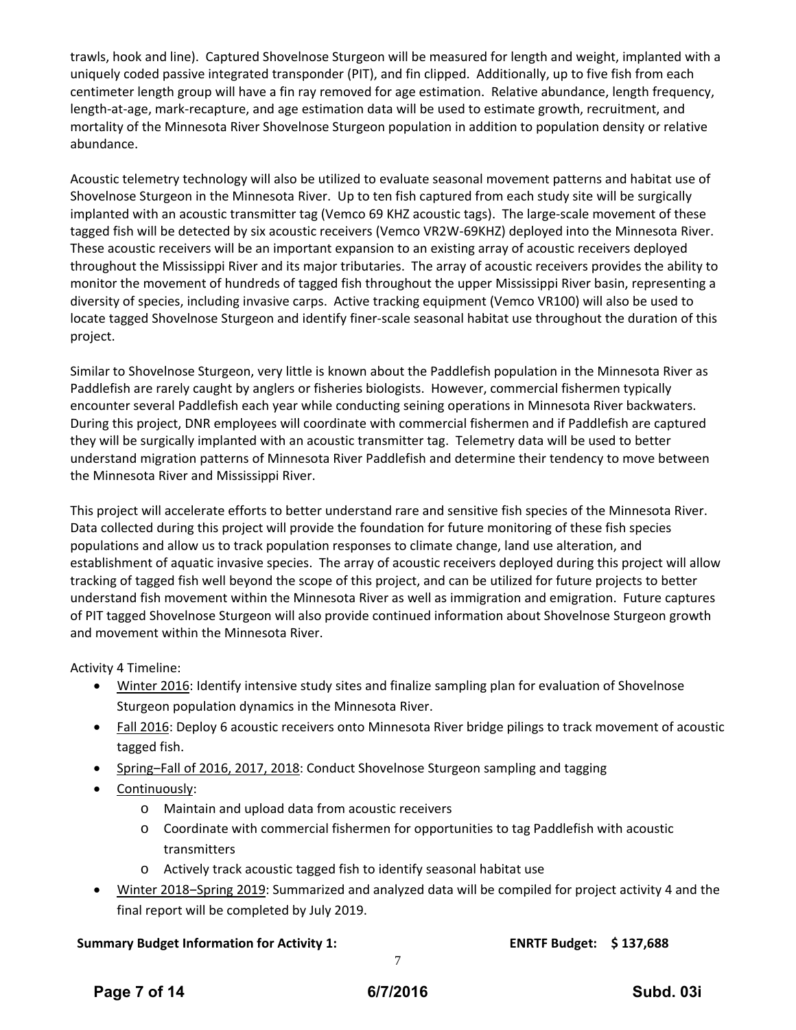trawls, hook and line). Captured Shovelnose Sturgeon will be measured for length and weight, implanted with a uniquely coded passive integrated transponder (PIT), and fin clipped. Additionally, up to five fish from each centimeter length group will have a fin ray removed for age estimation. Relative abundance, length frequency, length-at-age, mark-recapture, and age estimation data will be used to estimate growth, recruitment, and mortality of the Minnesota River Shovelnose Sturgeon population in addition to population density or relative abundance.

Acoustic telemetry technology will also be utilized to evaluate seasonal movement patterns and habitat use of Shovelnose Sturgeon in the Minnesota River. Up to ten fish captured from each study site will be surgically implanted with an acoustic transmitter tag (Vemco 69 KHZ acoustic tags). The large-scale movement of these tagged fish will be detected by six acoustic receivers (Vemco VR2W-69KHZ) deployed into the Minnesota River. These acoustic receivers will be an important expansion to an existing array of acoustic receivers deployed throughout the Mississippi River and its major tributaries. The array of acoustic receivers provides the ability to monitor the movement of hundreds of tagged fish throughout the upper Mississippi River basin, representing a diversity of species, including invasive carps. Active tracking equipment (Vemco VR100) will also be used to locate tagged Shovelnose Sturgeon and identify finer-scale seasonal habitat use throughout the duration of this project.

Similar to Shovelnose Sturgeon, very little is known about the Paddlefish population in the Minnesota River as Paddlefish are rarely caught by anglers or fisheries biologists. However, commercial fishermen typically encounter several Paddlefish each year while conducting seining operations in Minnesota River backwaters. During this project, DNR employees will coordinate with commercial fishermen and if Paddlefish are captured they will be surgically implanted with an acoustic transmitter tag. Telemetry data will be used to better understand migration patterns of Minnesota River Paddlefish and determine their tendency to move between the Minnesota River and Mississippi River.

This project will accelerate efforts to better understand rare and sensitive fish species of the Minnesota River. Data collected during this project will provide the foundation for future monitoring of these fish species populations and allow us to track population responses to climate change, land use alteration, and establishment of aquatic invasive species. The array of acoustic receivers deployed during this project will allow tracking of tagged fish well beyond the scope of this project, and can be utilized for future projects to better understand fish movement within the Minnesota River as well as immigration and emigration. Future captures of PIT tagged Shovelnose Sturgeon will also provide continued information about Shovelnose Sturgeon growth and movement within the Minnesota River.

Activity 4 Timeline:

- Winter 2016: Identify intensive study sites and finalize sampling plan for evaluation of Shovelnose Sturgeon population dynamics in the Minnesota River.
- Fall 2016: Deploy 6 acoustic receivers onto Minnesota River bridge pilings to track movement of acoustic tagged fish.
- Spring–Fall of 2016, 2017, 2018: Conduct Shovelnose Sturgeon sampling and tagging
- Continuously:
  - Maintain and upload data from acoustic receivers
  - Coordinate with commercial fishermen for opportunities to tag Paddlefish with acoustic transmitters
  - Actively track acoustic tagged fish to identify seasonal habitat use
- Winter 2018–Spring 2019: Summarized and analyzed data will be compiled for project activity 4 and the final report will be completed by July 2019.

**Summary Budget Information for Activity 1:** **ENRTF Budget: $ 137,688**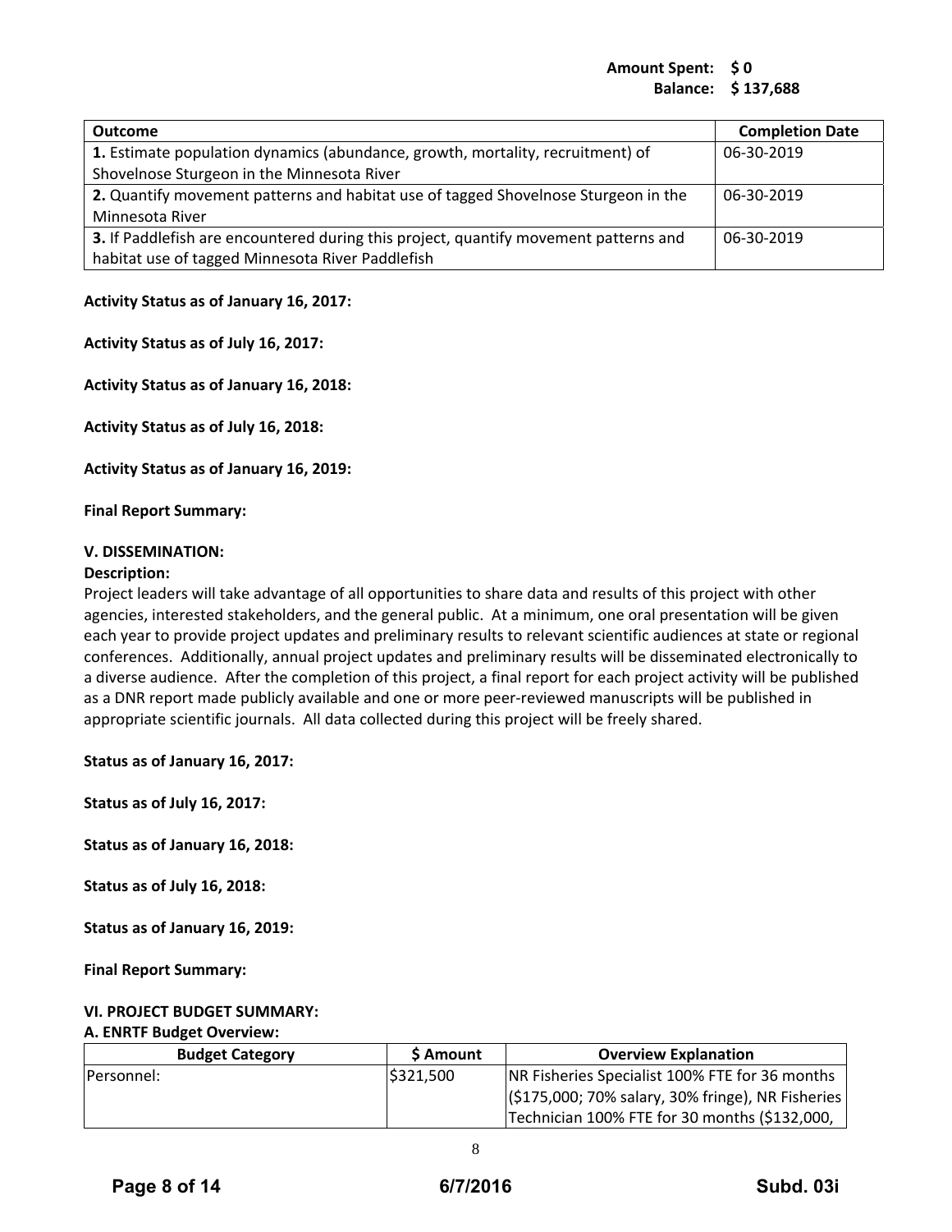**Amount Spent: $ 0**
**Balance: $ 137,688**

| Outcome | Completion Date |
|---|---|
| **1.** Estimate population dynamics (abundance, growth, mortality, recruitment) of Shovelnose Sturgeon in the Minnesota River | 06-30-2019 |
| **2.** Quantify movement patterns and habitat use of tagged Shovelnose Sturgeon in the Minnesota River | 06-30-2019 |
| **3.** If Paddlefish are encountered during this project, quantify movement patterns and habitat use of tagged Minnesota River Paddlefish | 06-30-2019 |

**Activity Status as of January 16, 2017:**

**Activity Status as of July 16, 2017:**

**Activity Status as of January 16, 2018:**

**Activity Status as of July 16, 2018:**

**Activity Status as of January 16, 2019:**

**Final Report Summary:**

**V. DISSEMINATION:**

**Description:**
Project leaders will take advantage of all opportunities to share data and results of this project with other agencies, interested stakeholders, and the general public. At a minimum, one oral presentation will be given each year to provide project updates and preliminary results to relevant scientific audiences at state or regional conferences. Additionally, annual project updates and preliminary results will be disseminated electronically to a diverse audience. After the completion of this project, a final report for each project activity will be published as a DNR report made publicly available and one or more peer-reviewed manuscripts will be published in appropriate scientific journals. All data collected during this project will be freely shared.

**Status as of January 16, 2017:**

**Status as of July 16, 2017:**

**Status as of January 16, 2018:**

**Status as of July 16, 2018:**

**Status as of January 16, 2019:**

**Final Report Summary:**

**VI. PROJECT BUDGET SUMMARY:**

**A. ENRTF Budget Overview:**

| Budget Category | $ Amount | Overview Explanation |
|---|---|---|
| Personnel: | $321,500 | NR Fisheries Specialist 100% FTE for 36 months ($175,000; 70% salary, 30% fringe), NR Fisheries Technician 100% FTE for 30 months ($132,000, |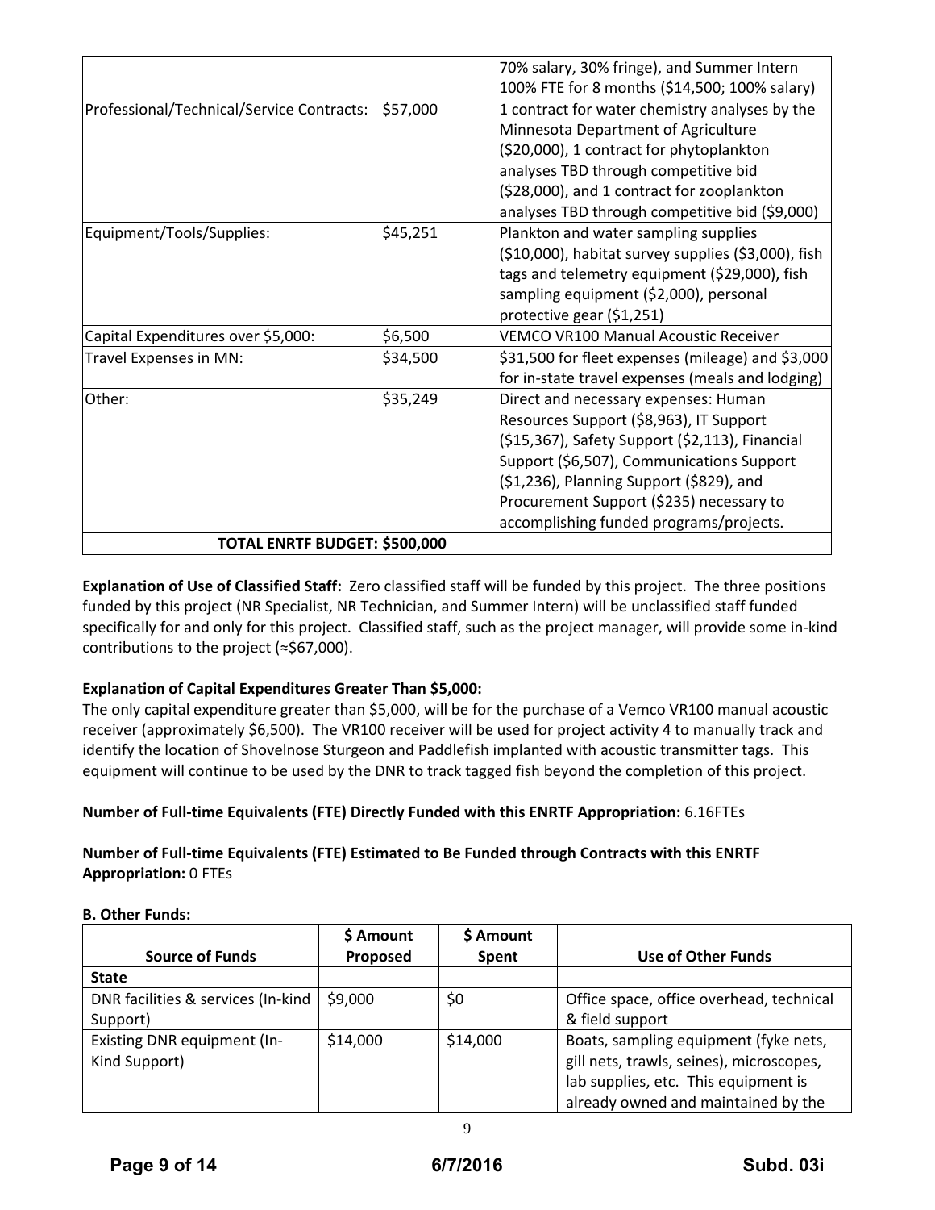| | | |
|---|---|---|
| | | 70% salary, 30% fringe), and Summer Intern 100% FTE for 8 months ($14,500; 100% salary) |
| Professional/Technical/Service Contracts: | $57,000 | 1 contract for water chemistry analyses by the Minnesota Department of Agriculture ($20,000), 1 contract for phytoplankton analyses TBD through competitive bid ($28,000), and 1 contract for zooplankton analyses TBD through competitive bid ($9,000) |
| Equipment/Tools/Supplies: | $45,251 | Plankton and water sampling supplies ($10,000), habitat survey supplies ($3,000), fish tags and telemetry equipment ($29,000), fish sampling equipment ($2,000), personal protective gear ($1,251) |
| Capital Expenditures over $5,000: | $6,500 | VEMCO VR100 Manual Acoustic Receiver |
| Travel Expenses in MN: | $34,500 | $31,500 for fleet expenses (mileage) and $3,000 for in-state travel expenses (meals and lodging) |
| Other: | $35,249 | Direct and necessary expenses: Human Resources Support ($8,963), IT Support ($15,367), Safety Support ($2,113), Financial Support ($6,507), Communications Support ($1,236), Planning Support ($829), and Procurement Support ($235) necessary to accomplishing funded programs/projects. |
| **TOTAL ENRTF BUDGET:** | **$500,000** | |

**Explanation of Use of Classified Staff:** Zero classified staff will be funded by this project. The three positions funded by this project (NR Specialist, NR Technician, and Summer Intern) will be unclassified staff funded specifically for and only for this project. Classified staff, such as the project manager, will provide some in-kind contributions to the project (≈$67,000).

**Explanation of Capital Expenditures Greater Than $5,000:**
The only capital expenditure greater than $5,000, will be for the purchase of a Vemco VR100 manual acoustic receiver (approximately $6,500). The VR100 receiver will be used for project activity 4 to manually track and identify the location of Shovelnose Sturgeon and Paddlefish implanted with acoustic transmitter tags. This equipment will continue to be used by the DNR to track tagged fish beyond the completion of this project.

**Number of Full-time Equivalents (FTE) Directly Funded with this ENRTF Appropriation:** 6.16FTEs

**Number of Full-time Equivalents (FTE) Estimated to Be Funded through Contracts with this ENRTF Appropriation:** 0 FTEs

**B. Other Funds:**

| Source of Funds | $ Amount Proposed | $ Amount Spent | Use of Other Funds |
|---|---|---|---|
| **State** | | | |
| DNR facilities & services (In-kind Support) | $9,000 | $0 | Office space, office overhead, technical & field support |
| Existing DNR equipment (In-Kind Support) | $14,000 | $14,000 | Boats, sampling equipment (fyke nets, gill nets, trawls, seines), microscopes, lab supplies, etc. This equipment is already owned and maintained by the |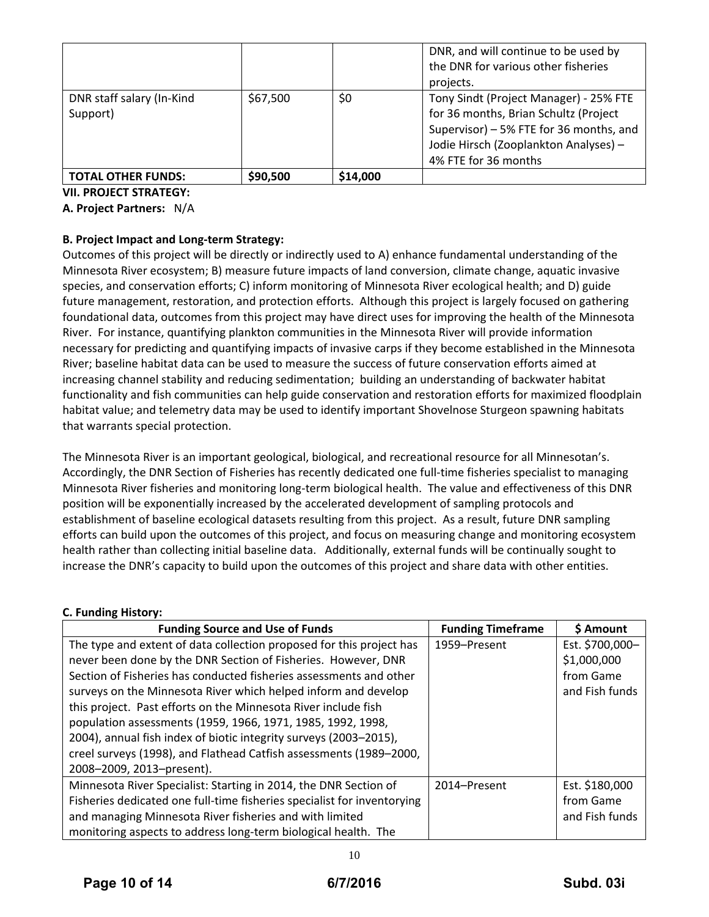| | | | |
|---|---|---|---|
| | | | DNR, and will continue to be used by the DNR for various other fisheries projects. |
| DNR staff salary (In-Kind Support) | $67,500 | $0 | Tony Sindt (Project Manager) - 25% FTE for 36 months, Brian Schultz (Project Supervisor) – 5% FTE for 36 months, and Jodie Hirsch (Zooplankton Analyses) – 4% FTE for 36 months |
| **TOTAL OTHER FUNDS:** | **$90,500** | **$14,000** | |

**VII. PROJECT STRATEGY:**

**A. Project Partners:** N/A

**B. Project Impact and Long-term Strategy:**

Outcomes of this project will be directly or indirectly used to A) enhance fundamental understanding of the Minnesota River ecosystem; B) measure future impacts of land conversion, climate change, aquatic invasive species, and conservation efforts; C) inform monitoring of Minnesota River ecological health; and D) guide future management, restoration, and protection efforts. Although this project is largely focused on gathering foundational data, outcomes from this project may have direct uses for improving the health of the Minnesota River. For instance, quantifying plankton communities in the Minnesota River will provide information necessary for predicting and quantifying impacts of invasive carps if they become established in the Minnesota River; baseline habitat data can be used to measure the success of future conservation efforts aimed at increasing channel stability and reducing sedimentation; building an understanding of backwater habitat functionality and fish communities can help guide conservation and restoration efforts for maximized floodplain habitat value; and telemetry data may be used to identify important Shovelnose Sturgeon spawning habitats that warrants special protection.

The Minnesota River is an important geological, biological, and recreational resource for all Minnesotan's. Accordingly, the DNR Section of Fisheries has recently dedicated one full-time fisheries specialist to managing Minnesota River fisheries and monitoring long-term biological health. The value and effectiveness of this DNR position will be exponentially increased by the accelerated development of sampling protocols and establishment of baseline ecological datasets resulting from this project. As a result, future DNR sampling efforts can build upon the outcomes of this project, and focus on measuring change and monitoring ecosystem health rather than collecting initial baseline data. Additionally, external funds will be continually sought to increase the DNR's capacity to build upon the outcomes of this project and share data with other entities.

**C. Funding History:**

| Funding Source and Use of Funds | Funding Timeframe | $ Amount |
|---|---|---|
| The type and extent of data collection proposed for this project has never been done by the DNR Section of Fisheries. However, DNR Section of Fisheries has conducted fisheries assessments and other surveys on the Minnesota River which helped inform and develop this project. Past efforts on the Minnesota River include fish population assessments (1959, 1966, 1971, 1985, 1992, 1998, 2004), annual fish index of biotic integrity surveys (2003–2015), creel surveys (1998), and Flathead Catfish assessments (1989–2000, 2008–2009, 2013–present). | 1959–Present | Est. $700,000–$1,000,000 from Game and Fish funds |
| Minnesota River Specialist: Starting in 2014, the DNR Section of Fisheries dedicated one full-time fisheries specialist for inventorying and managing Minnesota River fisheries and with limited monitoring aspects to address long-term biological health. The | 2014–Present | Est. $180,000 from Game and Fish funds |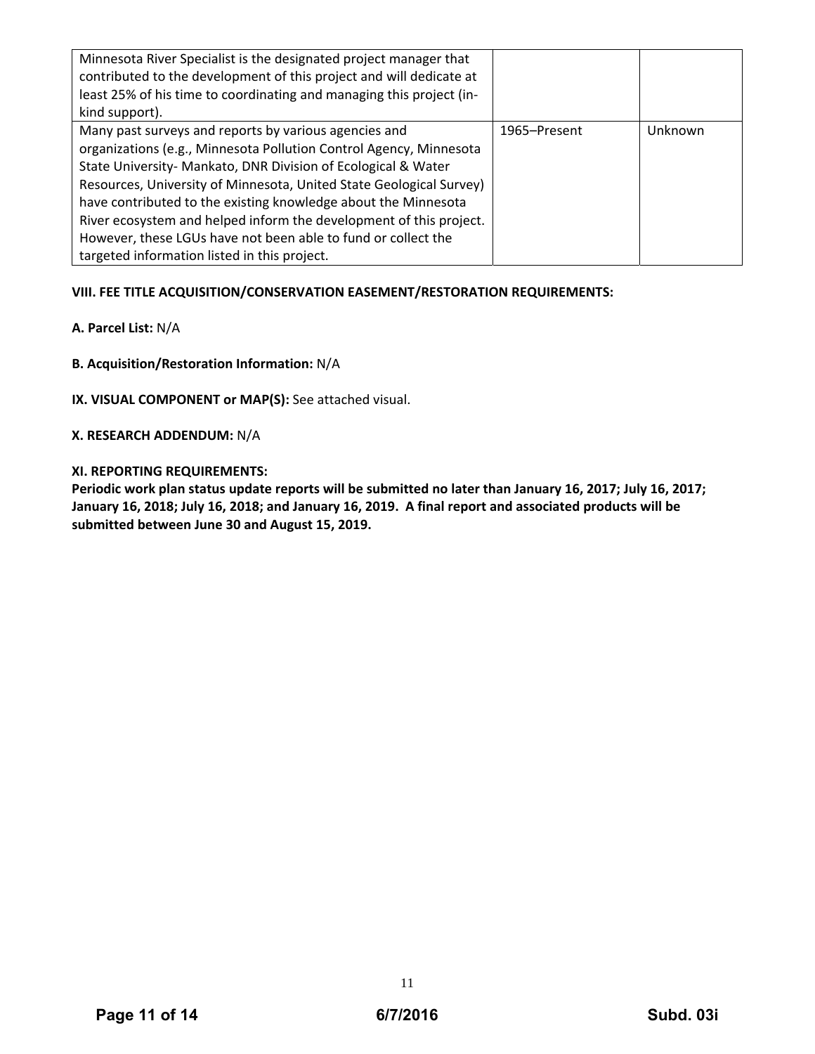| | | |
|---|---|---|
| Minnesota River Specialist is the designated project manager that contributed to the development of this project and will dedicate at least 25% of his time to coordinating and managing this project (in-kind support). | | |
| Many past surveys and reports by various agencies and organizations (e.g., Minnesota Pollution Control Agency, Minnesota State University- Mankato, DNR Division of Ecological & Water Resources, University of Minnesota, United State Geological Survey) have contributed to the existing knowledge about the Minnesota River ecosystem and helped inform the development of this project. However, these LGUs have not been able to fund or collect the targeted information listed in this project. | 1965–Present | Unknown |

**VIII. FEE TITLE ACQUISITION/CONSERVATION EASEMENT/RESTORATION REQUIREMENTS:**

**A. Parcel List:** N/A

**B. Acquisition/Restoration Information:** N/A

**IX. VISUAL COMPONENT or MAP(S):** See attached visual.

**X. RESEARCH ADDENDUM:** N/A

**XI. REPORTING REQUIREMENTS:**

**Periodic work plan status update reports will be submitted no later than January 16, 2017; July 16, 2017; January 16, 2018; July 16, 2018; and January 16, 2019. A final report and associated products will be submitted between June 30 and August 15, 2019.**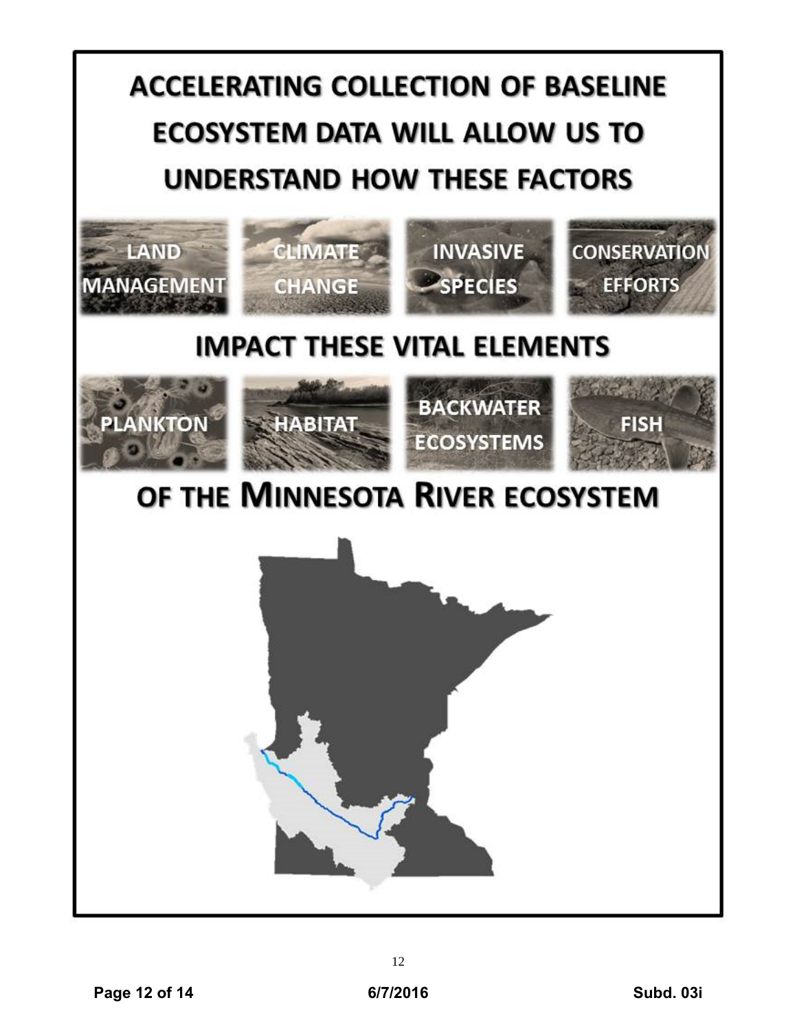# ACCELERATING COLLECTION OF BASELINE ECOSYSTEM DATA WILL ALLOW US TO UNDERSTAND HOW THESE FACTORS

LAND MANAGEMENT

CLIMATE CHANGE

INVASIVE SPECIES

CONSERVATION EFFORTS

# IMPACT THESE VITAL ELEMENTS

PLANKTON

HABITAT

BACKWATER ECOSYSTEMS

FISH

# OF THE MINNESOTA RIVER ECOSYSTEM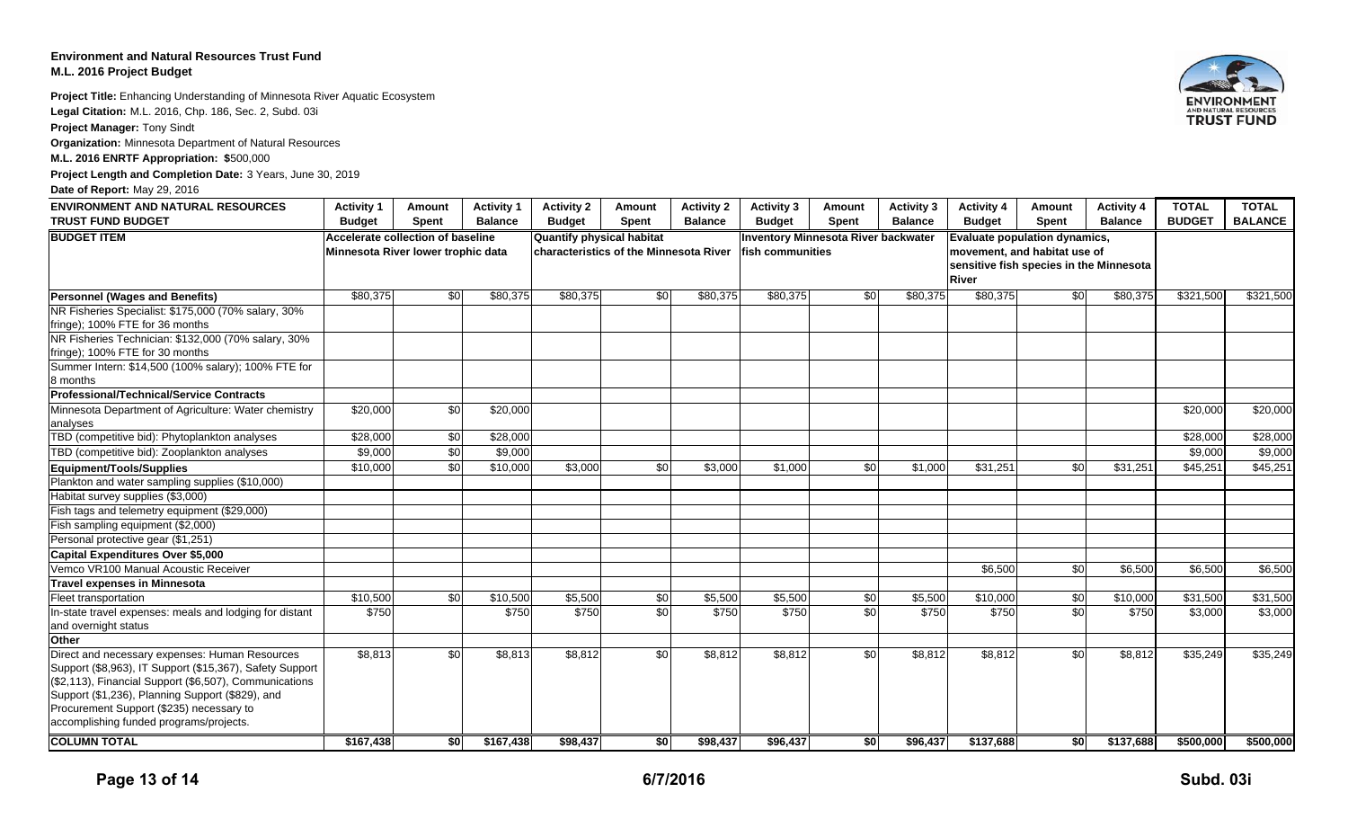**Environment and Natural Resources Trust Fund**
**M.L. 2016 Project Budget**

**Project Title:** Enhancing Understanding of Minnesota River Aquatic Ecosystem

**Legal Citation:** M.L. 2016, Chp. 186, Sec. 2, Subd. 03i

**Project Manager:** Tony Sindt

**Organization:** Minnesota Department of Natural Resources

**M.L. 2016 ENRTF Appropriation:** $500,000

**Project Length and Completion Date:** 3 Years, June 30, 2019

**Date of Report:** May 29, 2016

| ENVIRONMENT AND NATURAL RESOURCES TRUST FUND BUDGET | Activity 1 Budget | Amount Spent | Activity 1 Balance | Activity 2 Budget | Amount Spent | Activity 2 Balance | Activity 3 Budget | Amount Spent | Activity 3 Balance | Activity 4 Budget | Amount Spent | Activity 4 Balance | TOTAL BUDGET | TOTAL BALANCE |
|---|---|---|---|---|---|---|---|---|---|---|---|---|---|---|
| **BUDGET ITEM** | Accelerate collection of baseline Minnesota River lower trophic data | | | Quantify physical habitat characteristics of the Minnesota River | | | Inventory Minnesota River backwater fish communities | | | Evaluate population dynamics, movement, and habitat use of sensitive fish species in the Minnesota River | | | | |
| **Personnel (Wages and Benefits)** | $80,375 | $0 | $80,375 | $80,375 | $0 | $80,375 | $80,375 | $0 | $80,375 | $80,375 | $0 | $80,375 | $321,500 | $321,500 |
| NR Fisheries Specialist: $175,000 (70% salary, 30% fringe); 100% FTE for 36 months | | | | | | | | | | | | | | |
| NR Fisheries Technician: $132,000 (70% salary, 30% fringe); 100% FTE for 30 months | | | | | | | | | | | | | | |
| Summer Intern: $14,500 (100% salary); 100% FTE for 8 months | | | | | | | | | | | | | | |
| **Professional/Technical/Service Contracts** | | | | | | | | | | | | | | |
| Minnesota Department of Agriculture: Water chemistry analyses | $20,000 | $0 | $20,000 | | | | | | | | | | $20,000 | $20,000 |
| TBD (competitive bid): Phytoplankton analyses | $28,000 | $0 | $28,000 | | | | | | | | | | $28,000 | $28,000 |
| TBD (competitive bid): Zooplankton analyses | $9,000 | $0 | $9,000 | | | | | | | | | | $9,000 | $9,000 |
| **Equipment/Tools/Supplies** | $10,000 | $0 | $10,000 | $3,000 | $0 | $3,000 | $1,000 | $0 | $1,000 | $31,251 | $0 | $31,251 | $45,251 | $45,251 |
| Plankton and water sampling supplies ($10,000) | | | | | | | | | | | | | | |
| Habitat survey supplies ($3,000) | | | | | | | | | | | | | | |
| Fish tags and telemetry equipment ($29,000) | | | | | | | | | | | | | | |
| Fish sampling equipment ($2,000) | | | | | | | | | | | | | | |
| Personal protective gear ($1,251) | | | | | | | | | | | | | | |
| **Capital Expenditures Over $5,000** | | | | | | | | | | | | | | |
| Vemco VR100 Manual Acoustic Receiver | | | | | | | | | | $6,500 | $0 | $6,500 | $6,500 | $6,500 |
| **Travel expenses in Minnesota** | | | | | | | | | | | | | | |
| Fleet transportation | $10,500 | $0 | $10,500 | $5,500 | $0 | $5,500 | $5,500 | $0 | $5,500 | $10,000 | $0 | $10,000 | $31,500 | $31,500 |
| In-state travel expenses: meals and lodging for distant and overnight status | $750 | | $750 | $750 | $0 | $750 | $750 | $0 | $750 | $750 | $0 | $750 | $3,000 | $3,000 |
| **Other** | | | | | | | | | | | | | | |
| Direct and necessary expenses: Human Resources Support ($8,963), IT Support ($15,367), Safety Support ($2,113), Financial Support ($6,507), Communications Support ($1,236), Planning Support ($829), and Procurement Support ($235) necessary to accomplishing funded programs/projects. | $8,813 | $0 | $8,813 | $8,812 | $0 | $8,812 | $8,812 | $0 | $8,812 | $8,812 | $0 | $8,812 | $35,249 | $35,249 |
| **COLUMN TOTAL** | **$167,438** | **$0** | **$167,438** | **$98,437** | **$0** | **$98,437** | **$96,437** | **$0** | **$96,437** | **$137,688** | **$0** | **$137,688** | **$500,000** | **$500,000** |